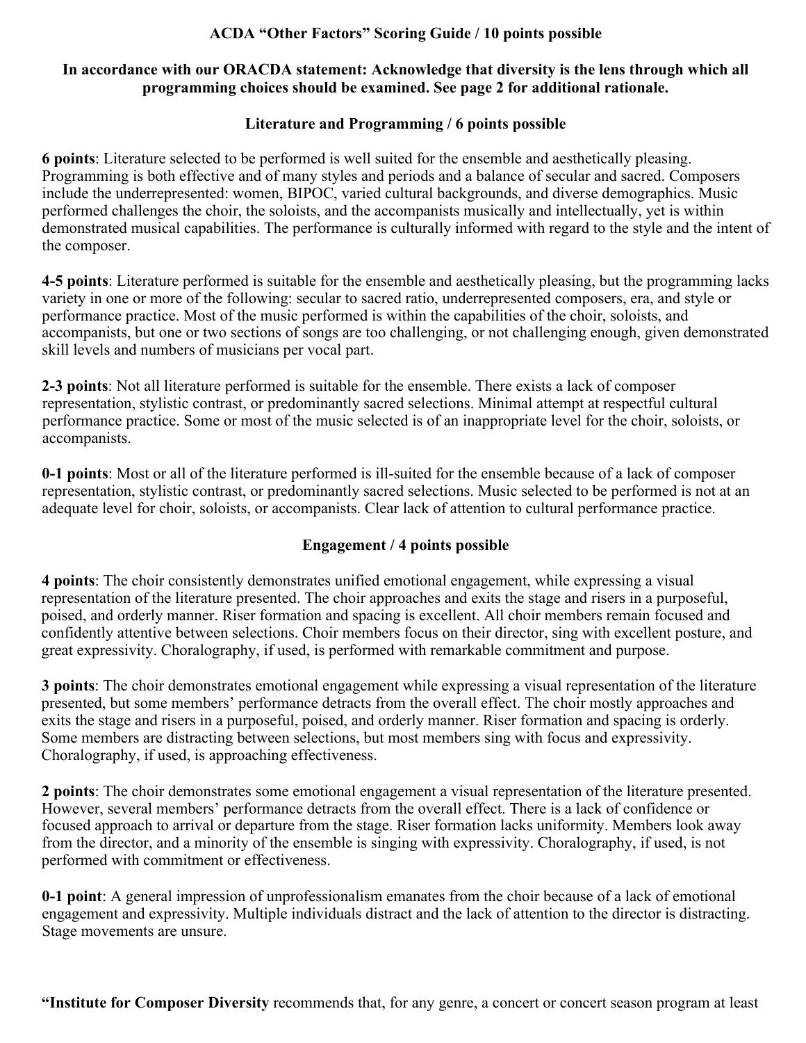**ACDA "Other Factors" Scoring Guide / 10 points possible**

**In accordance with our ORACDA statement: Acknowledge that diversity is the lens through which all programming choices should be examined. See page 2 for additional rationale.**

**Literature and Programming / 6 points possible**

**6 points**: Literature selected to be performed is well suited for the ensemble and aesthetically pleasing. Programming is both effective and of many styles and periods and a balance of secular and sacred. Composers include the underrepresented: women, BIPOC, varied cultural backgrounds, and diverse demographics. Music performed challenges the choir, the soloists, and the accompanists musically and intellectually, yet is within demonstrated musical capabilities. The performance is culturally informed with regard to the style and the intent of the composer.

**4-5 points**: Literature performed is suitable for the ensemble and aesthetically pleasing, but the programming lacks variety in one or more of the following: secular to sacred ratio, underrepresented composers, era, and style or performance practice. Most of the music performed is within the capabilities of the choir, soloists, and accompanists, but one or two sections of songs are too challenging, or not challenging enough, given demonstrated skill levels and numbers of musicians per vocal part.

**2-3 points**: Not all literature performed is suitable for the ensemble. There exists a lack of composer representation, stylistic contrast, or predominantly sacred selections. Minimal attempt at respectful cultural performance practice. Some or most of the music selected is of an inappropriate level for the choir, soloists, or accompanists.

**0-1 points**: Most or all of the literature performed is ill-suited for the ensemble because of a lack of composer representation, stylistic contrast, or predominantly sacred selections. Music selected to be performed is not at an adequate level for choir, soloists, or accompanists. Clear lack of attention to cultural performance practice.

**Engagement / 4 points possible**

**4 points**: The choir consistently demonstrates unified emotional engagement, while expressing a visual representation of the literature presented. The choir approaches and exits the stage and risers in a purposeful, poised, and orderly manner. Riser formation and spacing is excellent. All choir members remain focused and confidently attentive between selections. Choir members focus on their director, sing with excellent posture, and great expressivity. Choralography, if used, is performed with remarkable commitment and purpose.

**3 points**: The choir demonstrates emotional engagement while expressing a visual representation of the literature presented, but some members' performance detracts from the overall effect. The choir mostly approaches and exits the stage and risers in a purposeful, poised, and orderly manner. Riser formation and spacing is orderly. Some members are distracting between selections, but most members sing with focus and expressivity. Choralography, if used, is approaching effectiveness.

**2 points**: The choir demonstrates some emotional engagement a visual representation of the literature presented. However, several members' performance detracts from the overall effect. There is a lack of confidence or focused approach to arrival or departure from the stage. Riser formation lacks uniformity. Members look away from the director, and a minority of the ensemble is singing with expressivity. Choralography, if used, is not performed with commitment or effectiveness.

**0-1 point**: A general impression of unprofessionalism emanates from the choir because of a lack of emotional engagement and expressivity. Multiple individuals distract and the lack of attention to the director is distracting. Stage movements are unsure.

**"Institute for Composer Diversity** recommends that, for any genre, a concert or concert season program at least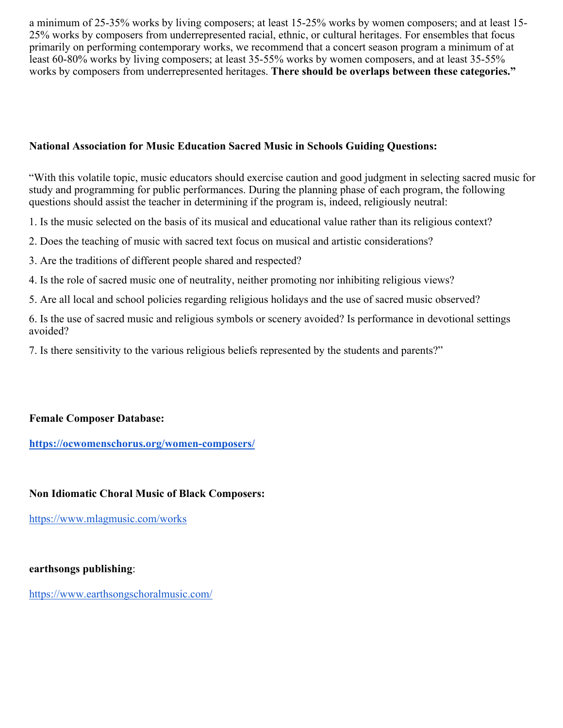a minimum of 25-35% works by living composers; at least 15-25% works by women composers; and at least 15-25% works by composers from underrepresented racial, ethnic, or cultural heritages. For ensembles that focus primarily on performing contemporary works, we recommend that a concert season program a minimum of at least 60-80% works by living composers; at least 35-55% works by women composers, and at least 35-55% works by composers from underrepresented heritages. **There should be overlaps between these categories."**

**National Association for Music Education Sacred Music in Schools Guiding Questions:**

"With this volatile topic, music educators should exercise caution and good judgment in selecting sacred music for study and programming for public performances. During the planning phase of each program, the following questions should assist the teacher in determining if the program is, indeed, religiously neutral:

1. Is the music selected on the basis of its musical and educational value rather than its religious context?

2. Does the teaching of music with sacred text focus on musical and artistic considerations?

3. Are the traditions of different people shared and respected?

4. Is the role of sacred music one of neutrality, neither promoting nor inhibiting religious views?

5. Are all local and school policies regarding religious holidays and the use of sacred music observed?

6. Is the use of sacred music and religious symbols or scenery avoided? Is performance in devotional settings avoided?

7. Is there sensitivity to the various religious beliefs represented by the students and parents?"

**Female Composer Database:**

**https://ocwomenschorus.org/women-composers/**

**Non Idiomatic Choral Music of Black Composers:**

https://www.mlagmusic.com/works

**earthsongs publishing**:

https://www.earthsongschoralmusic.com/